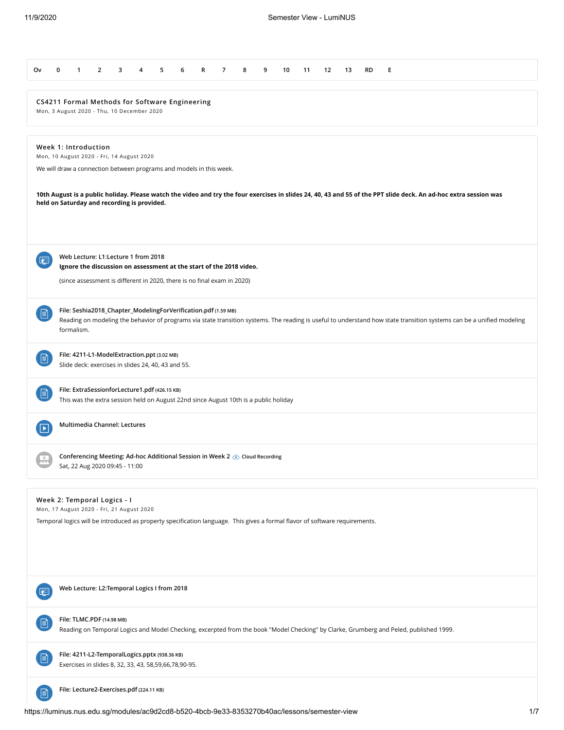Ov 0 1 2 3 4 5 6 R 7 8 9 10 11 12 13 RD E

## CS4211 Formal Methods for Software Engineering

Mon, 3 August 2020 - Thu, 10 December 2020

### Week 1: Introduction

Mon, 10 August 2020 - Fri, 14 August 2020

We will draw a connection between programs and models in this week.

**10th August is a public holiday. Please watch the video and try the four exercises in slides 24, 40, 43 and 55 of the PPT slide deck. An ad-hoc extra session was held on Saturday and recording is provided.**

**Web Lecture: L1:Lecture 1 from 2018**

**Ignore the discussion on assessment at the start of the 2018 video.**

(since assessment is different in 2020, there is no final exam in 2020)

**File: Seshia2018_Chapter_ModelingForVerification.pdf** (1.59 MB)

Reading on modeling the behavior of programs via state transition systems. The reading is useful to understand how state transition systems can be a unified modeling formalism.

**File: 4211-L1-ModelExtraction.ppt** (3.02 MB)

Slide deck: exercises in slides 24, 40, 43 and 55.

**File: ExtraSessionforLecture1.pdf** (426.15 KB)

This was the extra session held on August 22nd since August 10th is a public holiday

**Multimedia Channel: Lectures**

**Conferencing Meeting: Ad-hoc Additional Session in Week 2** Cloud Recording

Sat, 22 Aug 2020 09:45 - 11:00

### Week 2: Temporal Logics - I

Mon, 17 August 2020 - Fri, 21 August 2020

Temporal logics will be introduced as property specification language. This gives a formal flavor of software requirements.

**Web Lecture: L2:Temporal Logics I from 2018**

**File: TLMC.PDF** (14.98 MB)

Reading on Temporal Logics and Model Checking, excerpted from the book "Model Checking" by Clarke, Grumberg and Peled, published 1999.

**File: 4211-L2-TemporalLogics.pptx** (938.36 KB)

Exercises in slides 8, 32, 33, 43, 58,59,66,78,90-95.

**File: Lecture2-Exercises.pdf** (224.11 KB)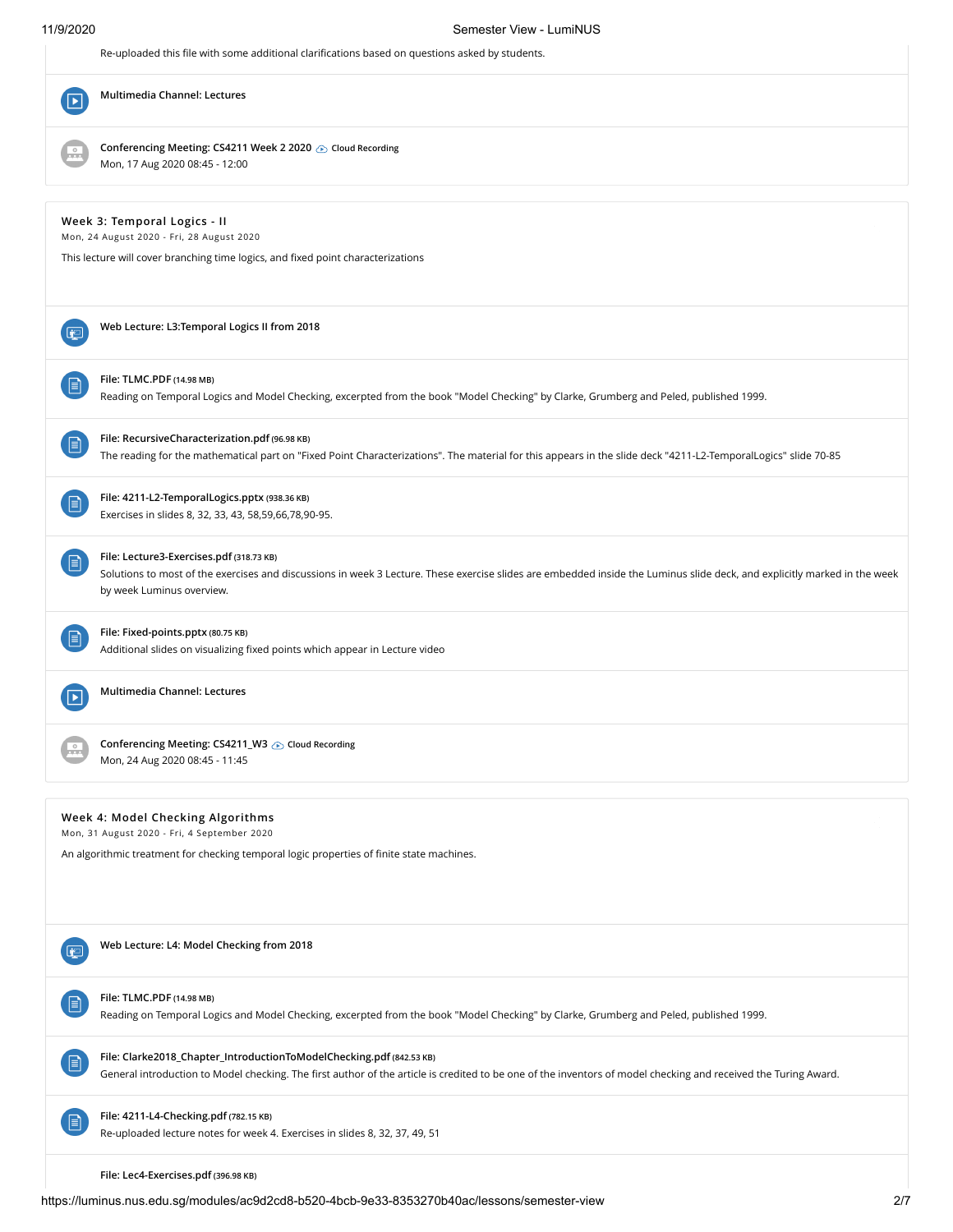Re-uploaded this file with some additional clarifications based on questions asked by students.

**Multimedia Channel: Lectures**

**Conferencing Meeting: CS4211 Week 2 2020** Cloud Recording
Mon, 17 Aug 2020 08:45 - 12:00

## Week 3: Temporal Logics - II

Mon, 24 August 2020 - Fri, 28 August 2020

This lecture will cover branching time logics, and fixed point characterizations

**Web Lecture: L3:Temporal Logics II from 2018**

**File: TLMC.PDF** (14.98 MB)
Reading on Temporal Logics and Model Checking, excerpted from the book "Model Checking" by Clarke, Grumberg and Peled, published 1999.

**File: RecursiveCharacterization.pdf** (96.98 KB)
The reading for the mathematical part on "Fixed Point Characterizations". The material for this appears in the slide deck "4211-L2-TemporalLogics" slide 70-85

**File: 4211-L2-TemporalLogics.pptx** (938.36 KB)
Exercises in slides 8, 32, 33, 43, 58,59,66,78,90-95.

**File: Lecture3-Exercises.pdf** (318.73 KB)
Solutions to most of the exercises and discussions in week 3 Lecture. These exercise slides are embedded inside the Luminus slide deck, and explicitly marked in the week by week Luminus overview.

**File: Fixed-points.pptx** (80.75 KB)
Additional slides on visualizing fixed points which appear in Lecture video

**Multimedia Channel: Lectures**

**Conferencing Meeting: CS4211_W3** Cloud Recording
Mon, 24 Aug 2020 08:45 - 11:45

## Week 4: Model Checking Algorithms

Mon, 31 August 2020 - Fri, 4 September 2020

An algorithmic treatment for checking temporal logic properties of finite state machines.

**Web Lecture: L4: Model Checking from 2018**

**File: TLMC.PDF** (14.98 MB)
Reading on Temporal Logics and Model Checking, excerpted from the book "Model Checking" by Clarke, Grumberg and Peled, published 1999.

**File: Clarke2018_Chapter_IntroductionToModelChecking.pdf** (842.53 KB)
General introduction to Model checking. The first author of the article is credited to be one of the inventors of model checking and received the Turing Award.

**File: 4211-L4-Checking.pdf** (782.15 KB)
Re-uploaded lecture notes for week 4. Exercises in slides 8, 32, 37, 49, 51

**File: Lec4-Exercises.pdf** (396.98 KB)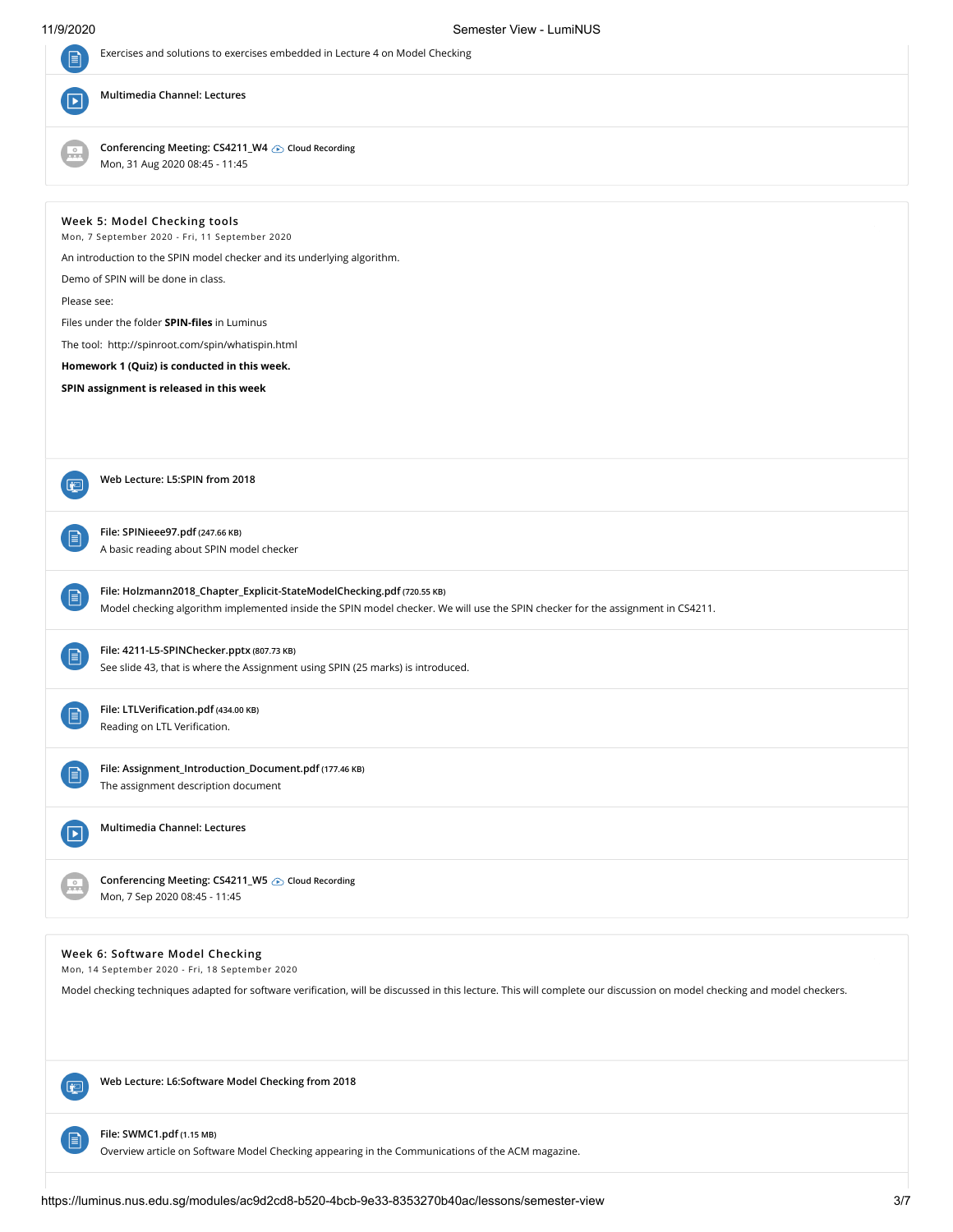Exercises and solutions to exercises embedded in Lecture 4 on Model Checking

**Multimedia Channel: Lectures**

**Conferencing Meeting: CS4211_W4** Cloud Recording
Mon, 31 Aug 2020 08:45 - 11:45

## Week 5: Model Checking tools

Mon, 7 September 2020 - Fri, 11 September 2020

An introduction to the SPIN model checker and its underlying algorithm.

Demo of SPIN will be done in class.

Please see:

Files under the folder **SPIN-files** in Luminus

The tool: http://spinroot.com/spin/whatispin.html

**Homework 1 (Quiz) is conducted in this week.**

**SPIN assignment is released in this week**

**Web Lecture: L5:SPIN from 2018**

**File: SPINieee97.pdf** (247.66 KB)
A basic reading about SPIN model checker

**File: Holzmann2018_Chapter_Explicit-StateModelChecking.pdf** (720.55 KB)
Model checking algorithm implemented inside the SPIN model checker. We will use the SPIN checker for the assignment in CS4211.

**File: 4211-L5-SPINChecker.pptx** (807.73 KB)
See slide 43, that is where the Assignment using SPIN (25 marks) is introduced.

**File: LTLVerification.pdf** (434.00 KB)
Reading on LTL Verification.

**File: Assignment_Introduction_Document.pdf** (177.46 KB)
The assignment description document

**Multimedia Channel: Lectures**

**Conferencing Meeting: CS4211_W5** Cloud Recording
Mon, 7 Sep 2020 08:45 - 11:45

## Week 6: Software Model Checking

Mon, 14 September 2020 - Fri, 18 September 2020

Model checking techniques adapted for software verification, will be discussed in this lecture. This will complete our discussion on model checking and model checkers.

**Web Lecture: L6:Software Model Checking from 2018**

**File: SWMC1.pdf** (1.15 MB)
Overview article on Software Model Checking appearing in the Communications of the ACM magazine.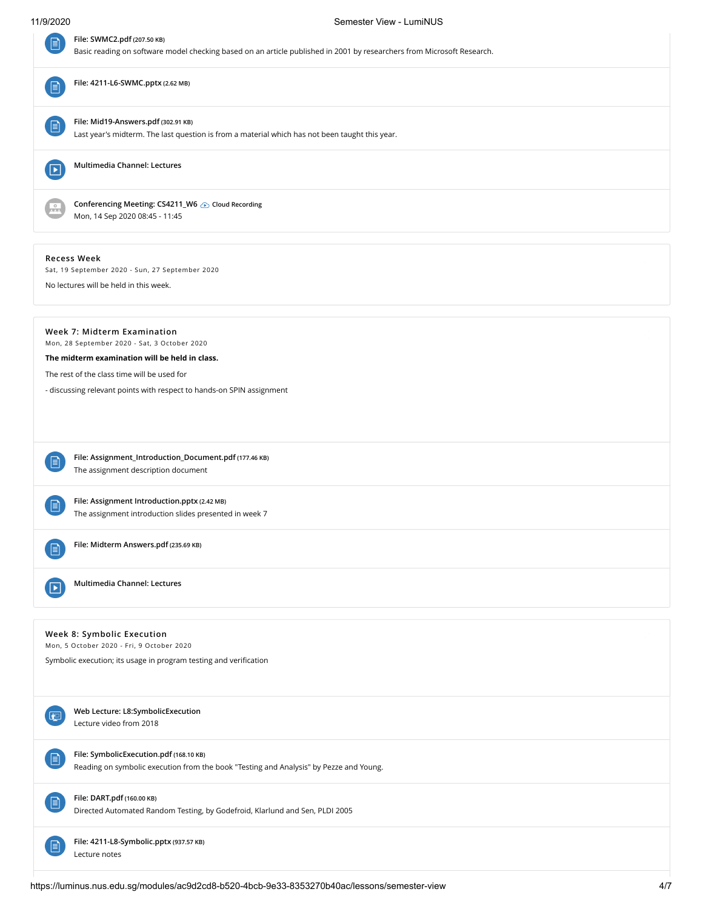**File: SWMC2.pdf** (207.50 KB)
Basic reading on software model checking based on an article published in 2001 by researchers from Microsoft Research.

**File: 4211-L6-SWMC.pptx** (2.62 MB)

**File: Mid19-Answers.pdf** (302.91 KB)
Last year's midterm. The last question is from a material which has not been taught this year.

**Multimedia Channel: Lectures**

**Conferencing Meeting: CS4211_W6** Cloud Recording
Mon, 14 Sep 2020 08:45 - 11:45

## Recess Week

Sat, 19 September 2020 - Sun, 27 September 2020

No lectures will be held in this week.

## Week 7: Midterm Examination

Mon, 28 September 2020 - Sat, 3 October 2020

**The midterm examination will be held in class.**

The rest of the class time will be used for

- discussing relevant points with respect to hands-on SPIN assignment

**File: Assignment_Introduction_Document.pdf** (177.46 KB)
The assignment description document

**File: Assignment Introduction.pptx** (2.42 MB)
The assignment introduction slides presented in week 7

**File: Midterm Answers.pdf** (235.69 KB)

**Multimedia Channel: Lectures**

## Week 8: Symbolic Execution

Mon, 5 October 2020 - Fri, 9 October 2020

Symbolic execution; its usage in program testing and verification

**Web Lecture: L8:SymbolicExecution**
Lecture video from 2018

**File: SymbolicExecution.pdf** (168.10 KB)
Reading on symbolic execution from the book "Testing and Analysis" by Pezze and Young.

**File: DART.pdf** (160.00 KB)
Directed Automated Random Testing, by Godefroid, Klarlund and Sen, PLDI 2005

**File: 4211-L8-Symbolic.pptx** (937.57 KB)
Lecture notes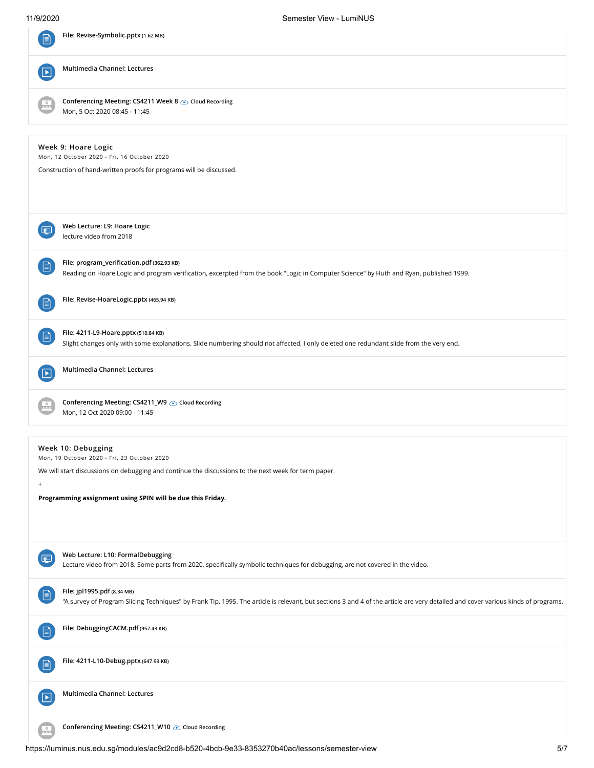File: Revise-Symbolic.pptx (1.62 MB)

Multimedia Channel: Lectures

Conferencing Meeting: CS4211 Week 8 Cloud Recording
Mon, 5 Oct 2020 08:45 - 11:45

## Week 9: Hoare Logic

Mon, 12 October 2020 - Fri, 16 October 2020

Construction of hand-written proofs for programs will be discussed.

Web Lecture: L9: Hoare Logic
lecture video from 2018

File: program_verification.pdf (362.93 KB)
Reading on Hoare Logic and program verification, excerpted from the book "Logic in Computer Science" by Huth and Ryan, published 1999.

File: Revise-HoareLogic.pptx (465.94 KB)

File: 4211-L9-Hoare.pptx (510.84 KB)
Slight changes only with some explanations. Slide numbering should not affected, I only deleted one redundant slide from the very end.

Multimedia Channel: Lectures

Conferencing Meeting: CS4211_W9 Cloud Recording
Mon, 12 Oct 2020 09:00 - 11:45

## Week 10: Debugging

Mon, 19 October 2020 - Fri, 23 October 2020

We will start discussions on debugging and continue the discussions to the next week for term paper.

+

**Programming assignment using SPIN will be due this Friday.**

Web Lecture: L10: FormalDebugging
Lecture video from 2018. Some parts from 2020, specifically symbolic techniques for debugging, are not covered in the video.

File: jpl1995.pdf (8.34 MB)
"A survey of Program Slicing Techniques" by Frank Tip, 1995. The article is relevant, but sections 3 and 4 of the article are very detailed and cover various kinds of programs.

File: DebuggingCACM.pdf (957.43 KB)

File: 4211-L10-Debug.pptx (647.99 KB)

Multimedia Channel: Lectures

Conferencing Meeting: CS4211_W10 Cloud Recording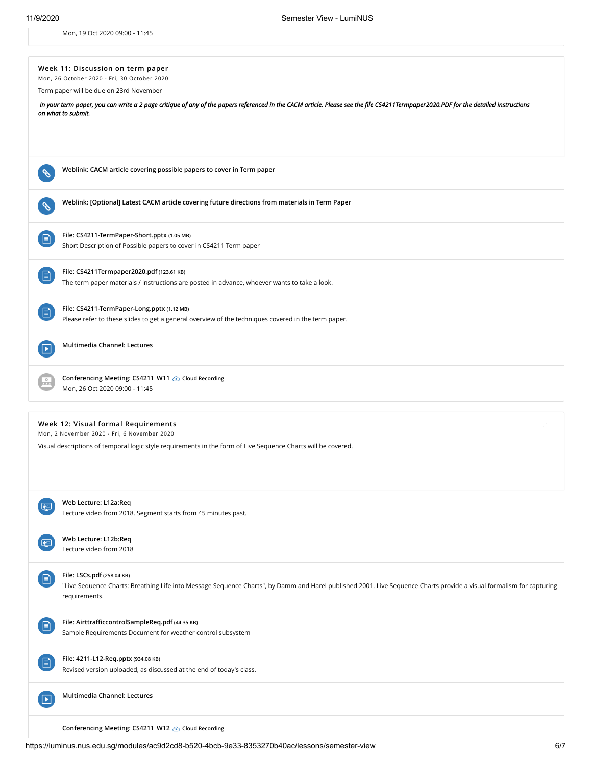Mon, 19 Oct 2020 09:00 - 11:45

### Week 11: Discussion on term paper

Mon, 26 October 2020 - Fri, 30 October 2020

Term paper will be due on 23rd November

*In your term paper, you can write a 2 page critique of any of the papers referenced in the CACM article. Please see the file CS4211Termpaper2020.PDF for the detailed instructions on what to submit.*

**Weblink: CACM article covering possible papers to cover in Term paper**

**Weblink: [Optional] Latest CACM article covering future directions from materials in Term Paper**

**File: CS4211-TermPaper-Short.pptx** (1.05 MB)
Short Description of Possible papers to cover in CS4211 Term paper

**File: CS4211Termpaper2020.pdf** (123.61 KB)
The term paper materials / instructions are posted in advance, whoever wants to take a look.

**File: CS4211-TermPaper-Long.pptx** (1.12 MB)
Please refer to these slides to get a general overview of the techniques covered in the term paper.

**Multimedia Channel: Lectures**

**Conferencing Meeting: CS4211_W11** Cloud Recording
Mon, 26 Oct 2020 09:00 - 11:45

### Week 12: Visual formal Requirements

Mon, 2 November 2020 - Fri, 6 November 2020

Visual descriptions of temporal logic style requirements in the form of Live Sequence Charts will be covered.

**Web Lecture: L12a:Req**
Lecture video from 2018. Segment starts from 45 minutes past.

**Web Lecture: L12b:Req**
Lecture video from 2018

**File: LSCs.pdf** (258.04 KB)
"Live Sequence Charts: Breathing Life into Message Sequence Charts", by Damm and Harel published 2001. Live Sequence Charts provide a visual formalism for capturing requirements.

**File: AirttrafficcontrolSampleReq.pdf** (44.35 KB)
Sample Requirements Document for weather control subsystem

**File: 4211-L12-Req.pptx** (934.08 KB)
Revised version uploaded, as discussed at the end of today's class.

**Multimedia Channel: Lectures**

**Conferencing Meeting: CS4211_W12** Cloud Recording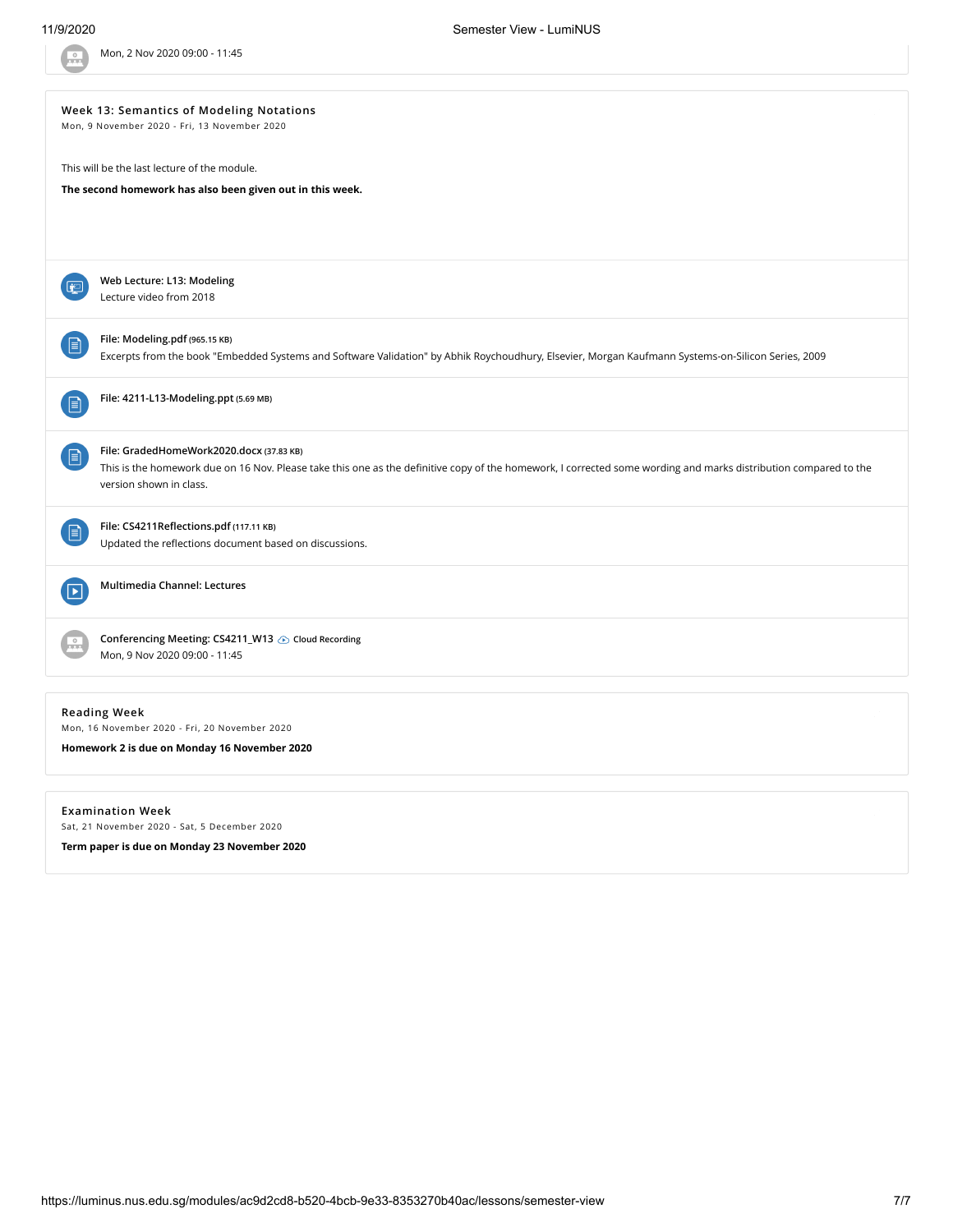Mon, 2 Nov 2020 09:00 - 11:45

## Week 13: Semantics of Modeling Notations

Mon, 9 November 2020 - Fri, 13 November 2020

This will be the last lecture of the module.

**The second homework has also been given out in this week.**

**Web Lecture: L13: Modeling**
Lecture video from 2018

**File: Modeling.pdf** (965.15 KB)
Excerpts from the book "Embedded Systems and Software Validation" by Abhik Roychoudhury, Elsevier, Morgan Kaufmann Systems-on-Silicon Series, 2009

**File: 4211-L13-Modeling.ppt** (5.69 MB)

**File: GradedHomeWork2020.docx** (37.83 KB)
This is the homework due on 16 Nov. Please take this one as the definitive copy of the homework, I corrected some wording and marks distribution compared to the version shown in class.

**File: CS4211Reflections.pdf** (117.11 KB)
Updated the reflections document based on discussions.

**Multimedia Channel: Lectures**

**Conferencing Meeting: CS4211_W13** Cloud Recording
Mon, 9 Nov 2020 09:00 - 11:45

## Reading Week

Mon, 16 November 2020 - Fri, 20 November 2020

**Homework 2 is due on Monday 16 November 2020**

## Examination Week

Sat, 21 November 2020 - Sat, 5 December 2020

**Term paper is due on Monday 23 November 2020**